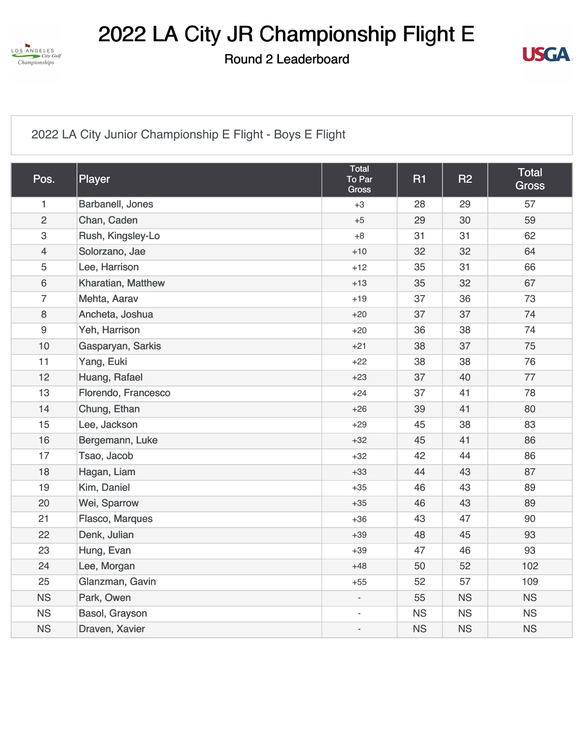# 2022 LA City JR Championship Flight E

## Round 2 Leaderboard

2022 LA City Junior Championship E Flight - Boys E Flight

| Pos. | Player | Total To Par Gross | R1 | R2 | Total Gross |
|---|---|---|---|---|---|
| 1 | Barbanell, Jones | +3 | 28 | 29 | 57 |
| 2 | Chan, Caden | +5 | 29 | 30 | 59 |
| 3 | Rush, Kingsley-Lo | +8 | 31 | 31 | 62 |
| 4 | Solorzano, Jae | +10 | 32 | 32 | 64 |
| 5 | Lee, Harrison | +12 | 35 | 31 | 66 |
| 6 | Kharatian, Matthew | +13 | 35 | 32 | 67 |
| 7 | Mehta, Aarav | +19 | 37 | 36 | 73 |
| 8 | Ancheta, Joshua | +20 | 37 | 37 | 74 |
| 9 | Yeh, Harrison | +20 | 36 | 38 | 74 |
| 10 | Gasparyan, Sarkis | +21 | 38 | 37 | 75 |
| 11 | Yang, Euki | +22 | 38 | 38 | 76 |
| 12 | Huang, Rafael | +23 | 37 | 40 | 77 |
| 13 | Florendo, Francesco | +24 | 37 | 41 | 78 |
| 14 | Chung, Ethan | +26 | 39 | 41 | 80 |
| 15 | Lee, Jackson | +29 | 45 | 38 | 83 |
| 16 | Bergemann, Luke | +32 | 45 | 41 | 86 |
| 17 | Tsao, Jacob | +32 | 42 | 44 | 86 |
| 18 | Hagan, Liam | +33 | 44 | 43 | 87 |
| 19 | Kim, Daniel | +35 | 46 | 43 | 89 |
| 20 | Wei, Sparrow | +35 | 46 | 43 | 89 |
| 21 | Flasco, Marques | +36 | 43 | 47 | 90 |
| 22 | Denk, Julian | +39 | 48 | 45 | 93 |
| 23 | Hung, Evan | +39 | 47 | 46 | 93 |
| 24 | Lee, Morgan | +48 | 50 | 52 | 102 |
| 25 | Glanzman, Gavin | +55 | 52 | 57 | 109 |
| NS | Park, Owen | - | 55 | NS | NS |
| NS | Basol, Grayson | - | NS | NS | NS |
| NS | Draven, Xavier | - | NS | NS | NS |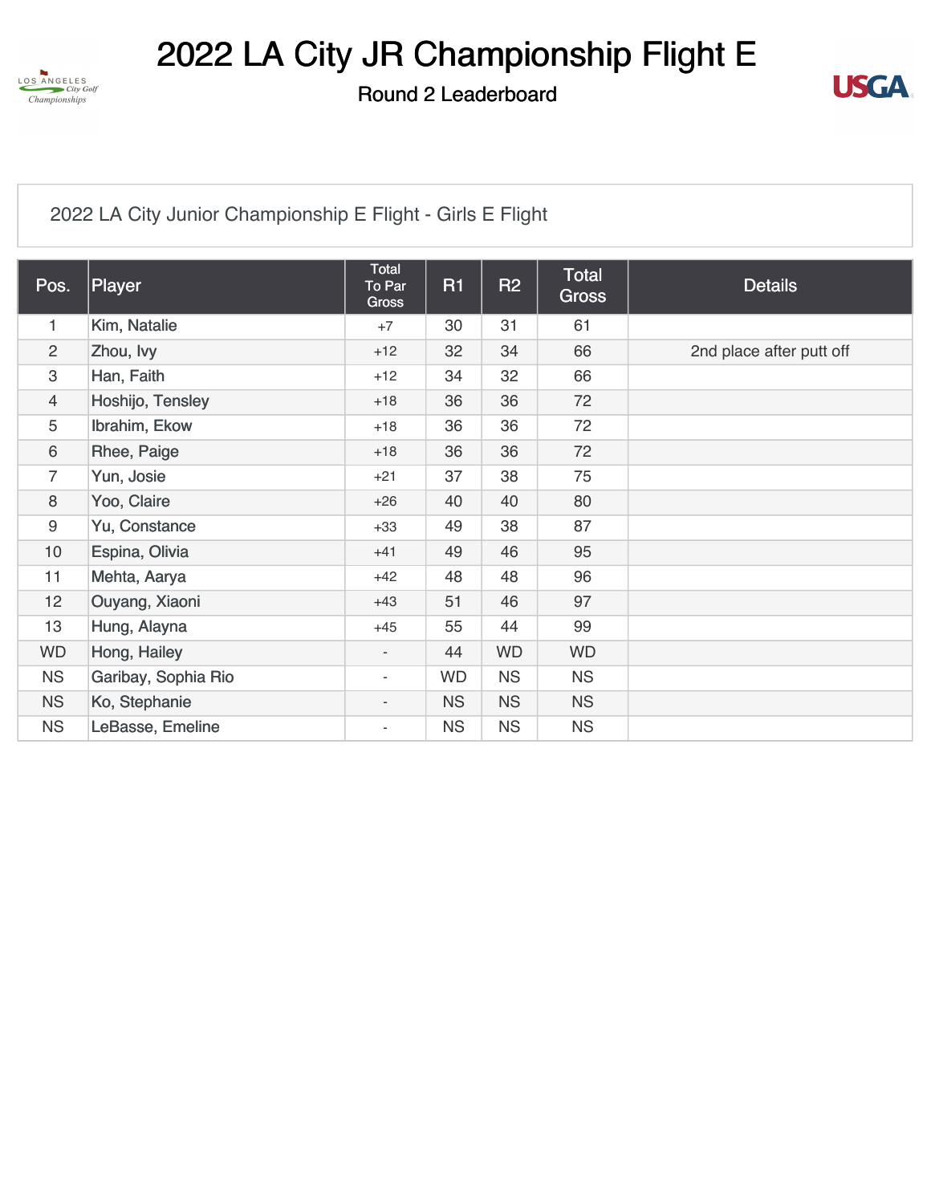# 2022 LA City JR Championship Flight E

Round 2 Leaderboard

2022 LA City Junior Championship E Flight - Girls E Flight

| Pos. | Player | Total To Par Gross | R1 | R2 | Total Gross | Details |
|---|---|---|---|---|---|---|
| 1 | Kim, Natalie | +7 | 30 | 31 | 61 | |
| 2 | Zhou, Ivy | +12 | 32 | 34 | 66 | 2nd place after putt off |
| 3 | Han, Faith | +12 | 34 | 32 | 66 | |
| 4 | Hoshijo, Tensley | +18 | 36 | 36 | 72 | |
| 5 | Ibrahim, Ekow | +18 | 36 | 36 | 72 | |
| 6 | Rhee, Paige | +18 | 36 | 36 | 72 | |
| 7 | Yun, Josie | +21 | 37 | 38 | 75 | |
| 8 | Yoo, Claire | +26 | 40 | 40 | 80 | |
| 9 | Yu, Constance | +33 | 49 | 38 | 87 | |
| 10 | Espina, Olivia | +41 | 49 | 46 | 95 | |
| 11 | Mehta, Aarya | +42 | 48 | 48 | 96 | |
| 12 | Ouyang, Xiaoni | +43 | 51 | 46 | 97 | |
| 13 | Hung, Alayna | +45 | 55 | 44 | 99 | |
| WD | Hong, Hailey | - | 44 | WD | WD | |
| NS | Garibay, Sophia Rio | - | WD | NS | NS | |
| NS | Ko, Stephanie | - | NS | NS | NS | |
| NS | LeBasse, Emeline | - | NS | NS | NS | |